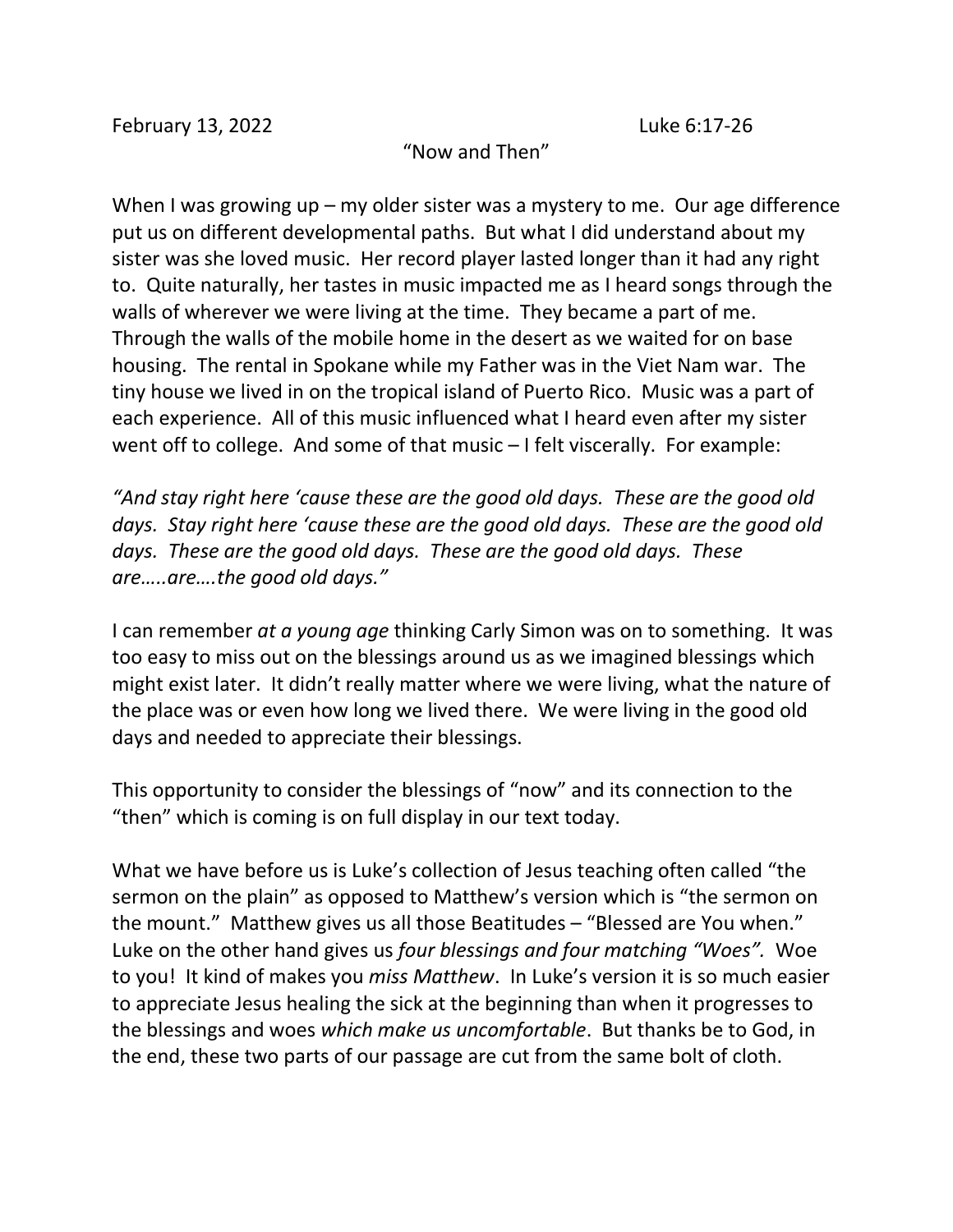February 13, 2022 Luke 6:17-26

"Now and Then"

When I was growing up – my older sister was a mystery to me. Our age difference put us on different developmental paths. But what I did understand about my sister was she loved music. Her record player lasted longer than it had any right to. Quite naturally, her tastes in music impacted me as I heard songs through the walls of wherever we were living at the time. They became a part of me. Through the walls of the mobile home in the desert as we waited for on base housing. The rental in Spokane while my Father was in the Viet Nam war. The tiny house we lived in on the tropical island of Puerto Rico. Music was a part of each experience. All of this music influenced what I heard even after my sister went off to college. And some of that music – I felt viscerally. For example:

*"And stay right here 'cause these are the good old days. These are the good old days. Stay right here 'cause these are the good old days. These are the good old days. These are the good old days. These are the good old days. These are…..are….the good old days."*

I can remember *at a young age* thinking Carly Simon was on to something. It was too easy to miss out on the blessings around us as we imagined blessings which might exist later. It didn't really matter where we were living, what the nature of the place was or even how long we lived there. We were living in the good old days and needed to appreciate their blessings.

This opportunity to consider the blessings of "now" and its connection to the "then" which is coming is on full display in our text today.

What we have before us is Luke's collection of Jesus teaching often called "the sermon on the plain" as opposed to Matthew's version which is "the sermon on the mount." Matthew gives us all those Beatitudes – "Blessed are You when." Luke on the other hand gives us *four blessings and four matching "Woes".* Woe to you! It kind of makes you *miss Matthew*. In Luke's version it is so much easier to appreciate Jesus healing the sick at the beginning than when it progresses to the blessings and woes *which make us uncomfortable*. But thanks be to God, in the end, these two parts of our passage are cut from the same bolt of cloth.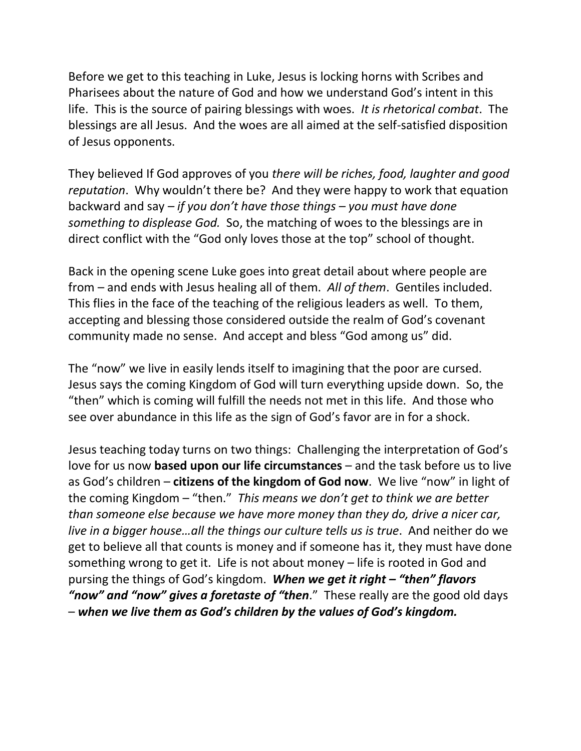Before we get to this teaching in Luke, Jesus is locking horns with Scribes and Pharisees about the nature of God and how we understand God's intent in this life. This is the source of pairing blessings with woes. *It is rhetorical combat*. The blessings are all Jesus. And the woes are all aimed at the self-satisfied disposition of Jesus opponents.

They believed If God approves of you *there will be riches, food, laughter and good reputation*. Why wouldn't there be? And they were happy to work that equation backward and say – *if you don't have those things – you must have done something to displease God.* So, the matching of woes to the blessings are in direct conflict with the "God only loves those at the top" school of thought.

Back in the opening scene Luke goes into great detail about where people are from – and ends with Jesus healing all of them. *All of them*. Gentiles included. This flies in the face of the teaching of the religious leaders as well. To them, accepting and blessing those considered outside the realm of God's covenant community made no sense. And accept and bless "God among us" did.

The "now" we live in easily lends itself to imagining that the poor are cursed. Jesus says the coming Kingdom of God will turn everything upside down. So, the "then" which is coming will fulfill the needs not met in this life. And those who see over abundance in this life as the sign of God's favor are in for a shock.

Jesus teaching today turns on two things: Challenging the interpretation of God's love for us now **based upon our life circumstances** – and the task before us to live as God's children – **citizens of the kingdom of God now**. We live "now" in light of the coming Kingdom – "then." *This means we don't get to think we are better than someone else because we have more money than they do, drive a nicer car, live in a bigger house…all the things our culture tells us is true*. And neither do we get to believe all that counts is money and if someone has it, they must have done something wrong to get it. Life is not about money – life is rooted in God and pursing the things of God's kingdom. ***When we get it right – "then" flavors "now" and "now" gives a foretaste of "then***." These really are the good old days – ***when we live them as God's children by the values of God's kingdom.***